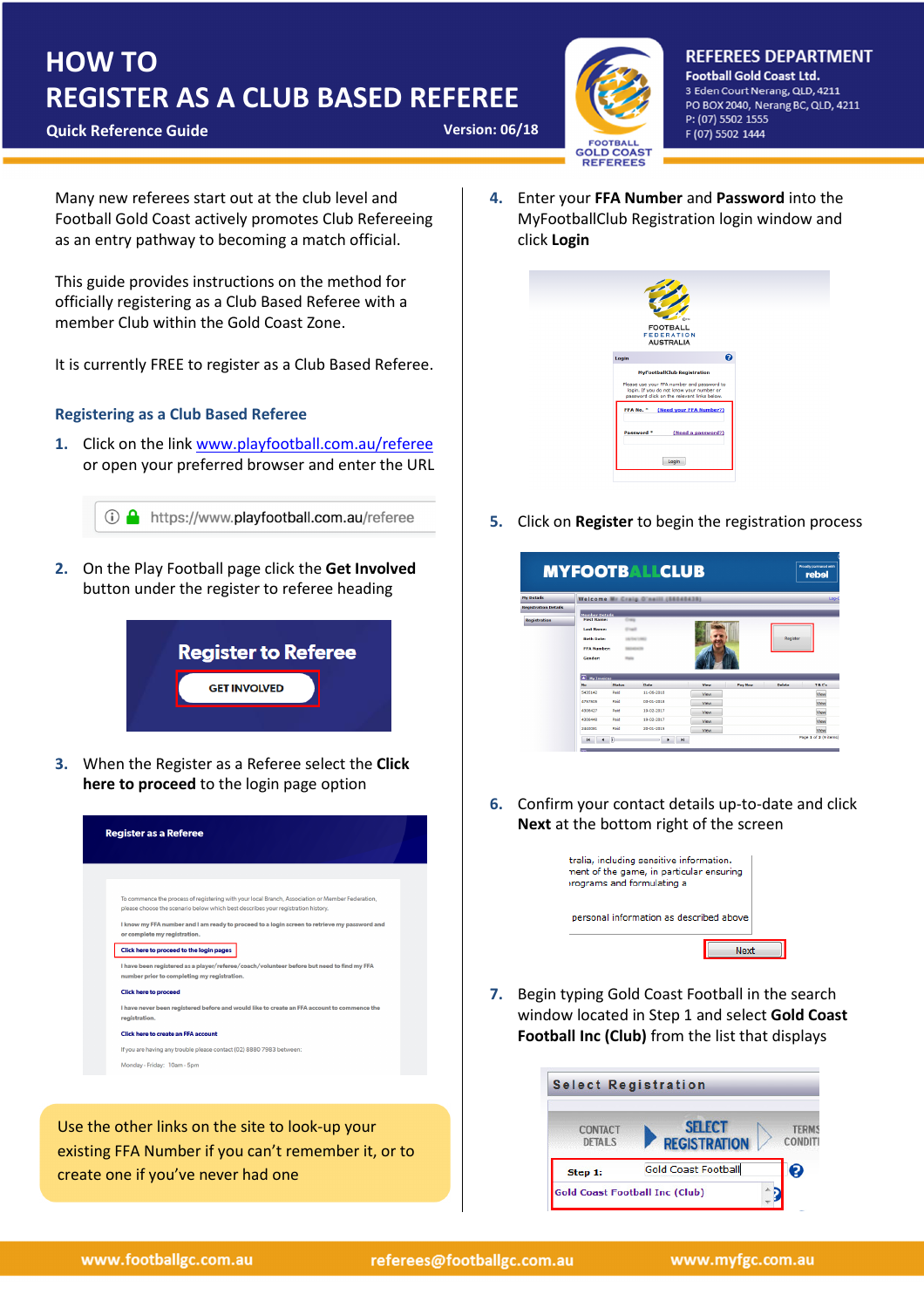# HOW TO REGISTER AS A CLUB BASED REFEREE

**Quick Reference Guide** — Version: 06/18

**REFEREES DEPARTMENT**
**Football Gold Coast Ltd.**
3 Eden Court Nerang, QLD, 4211
PO BOX 2040, Nerang BC, QLD, 4211
P: (07) 5502 1555
F (07) 5502 1444

Many new referees start out at the club level and Football Gold Coast actively promotes Club Refereeing as an entry pathway to becoming a match official.

This guide provides instructions on the method for officially registering as a Club Based Referee with a member Club within the Gold Coast Zone.

It is currently FREE to register as a Club Based Referee.

## Registering as a Club Based Referee

1. Click on the link www.playfootball.com.au/referee or open your preferred browser and enter the URL

   https://www.playfootball.com.au/referee

2. On the Play Football page click the **Get Involved** button under the register to referee heading

   Register to Referee
   GET INVOLVED

3. When the Register as a Referee select the **Click here to proceed** to the login page option

   Register as a Referee

   To commence the process of registering with your local Branch, Association or Member Federation, please choose the scenario below which best describes your registration history.

   I know my FFA number and I am ready to proceed to a login screen to retrieve my password and or complete my registration.

   Click here to proceed to the login pages

   I have been registered as a player/referee/coach/volunteer before but need to find my FFA number prior to completing my registration.

   Click here to proceed

   I have never been registered before and would like to create an FFA account to commence the registration.

   Click here to create an FFA account

   If you are having any trouble please contact (02) 8880 7983 between:

   Monday - Friday: 10am - 5pm

> Use the other links on the site to look-up your existing FFA Number if you can't remember it, or to create one if you've never had one

4. Enter your **FFA Number** and **Password** into the MyFootballClub Registration login window and click **Login**

5. Click on **Register** to begin the registration process

6. Confirm your contact details up-to-date and click **Next** at the bottom right of the screen

7. Begin typing Gold Coast Football in the search window located in Step 1 and select **Gold Coast Football Inc (Club)** from the list that displays

   Select Registration

   CONTACT DETAILS ▶ SELECT REGISTRATION ▷ TERMS CONDITI

   Step 1: Gold Coast Football

   Gold Coast Football Inc (Club)

www.footballgc.com.au | referees@footballgc.com.au | www.myfgc.com.au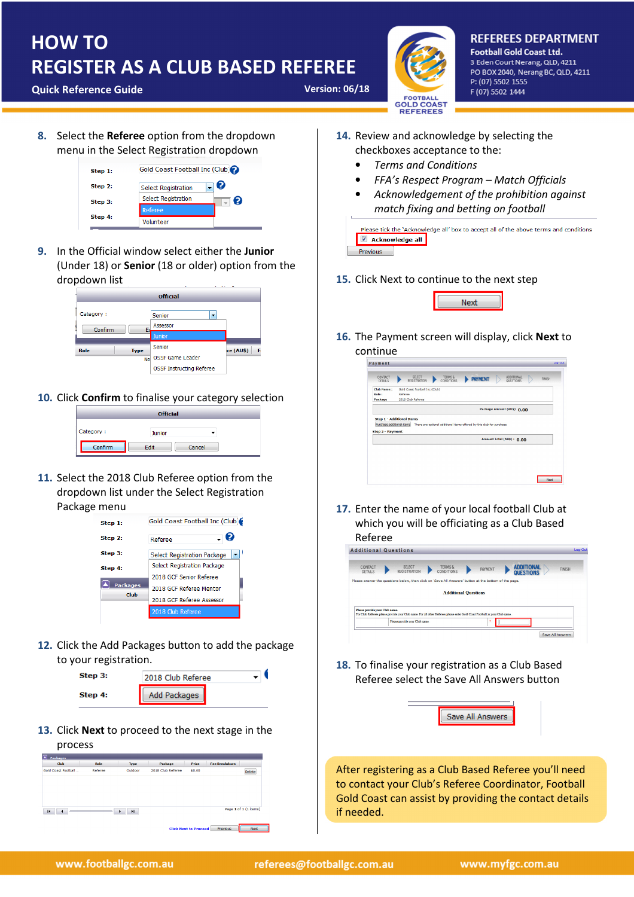# HOW TO
# REGISTER AS A CLUB BASED REFEREE

**Quick Reference Guide** Version: 06/18

**REFEREES DEPARTMENT**
**Football Gold Coast Ltd.**
3 Eden Court Nerang, QLD, 4211
PO BOX 2040, Nerang BC, QLD, 4211
P: (07) 5502 1555
F (07) 5502 1444

8. Select the **Referee** option from the dropdown menu in the Select Registration dropdown

9. In the Official window select either the **Junior** (Under 18) or **Senior** (18 or older) option from the dropdown list

10. Click **Confirm** to finalise your category selection

11. Select the 2018 Club Referee option from the dropdown list under the Select Registration Package menu

12. Click the Add Packages button to add the package to your registration.

13. Click **Next** to proceed to the next stage in the process

14. Review and acknowledge by selecting the checkboxes acceptance to the:
    - *Terms and Conditions*
    - *FFA's Respect Program – Match Officials*
    - *Acknowledgement of the prohibition against match fixing and betting on football*

15. Click Next to continue to the next step

16. The Payment screen will display, click **Next** to continue

17. Enter the name of your local football Club at which you will be officiating as a Club Based Referee

18. To finalise your registration as a Club Based Referee select the Save All Answers button

After registering as a Club Based Referee you'll need to contact your Club's Referee Coordinator, Football Gold Coast can assist by providing the contact details if needed.

www.footballgc.com.au referees@footballgc.com.au www.myfgc.com.au